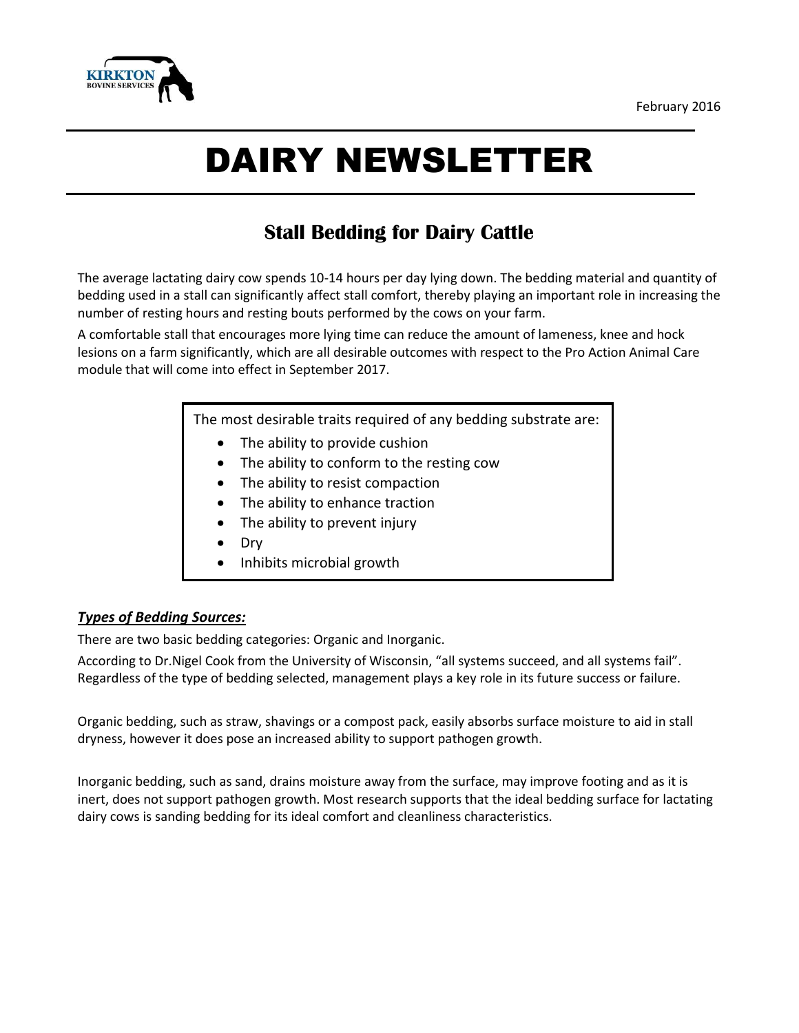February 2016

# DAIRY NEWSLETTER

## Stall Bedding for Dairy Cattle

The average lactating dairy cow spends 10-14 hours per day lying down. The bedding material and quantity of bedding used in a stall can significantly affect stall comfort, thereby playing an important role in increasing the number of resting hours and resting bouts performed by the cows on your farm.

A comfortable stall that encourages more lying time can reduce the amount of lameness, knee and hock lesions on a farm significantly, which are all desirable outcomes with respect to the Pro Action Animal Care module that will come into effect in September 2017.

The most desirable traits required of any bedding substrate are:

- The ability to provide cushion
- The ability to conform to the resting cow
- The ability to resist compaction
- The ability to enhance traction
- The ability to prevent injury
- Dry
- Inhibits microbial growth

### ***Types of Bedding Sources:***

There are two basic bedding categories: Organic and Inorganic.

According to Dr.Nigel Cook from the University of Wisconsin, "all systems succeed, and all systems fail". Regardless of the type of bedding selected, management plays a key role in its future success or failure.

Organic bedding, such as straw, shavings or a compost pack, easily absorbs surface moisture to aid in stall dryness, however it does pose an increased ability to support pathogen growth.

Inorganic bedding, such as sand, drains moisture away from the surface, may improve footing and as it is inert, does not support pathogen growth. Most research supports that the ideal bedding surface for lactating dairy cows is sanding bedding for its ideal comfort and cleanliness characteristics.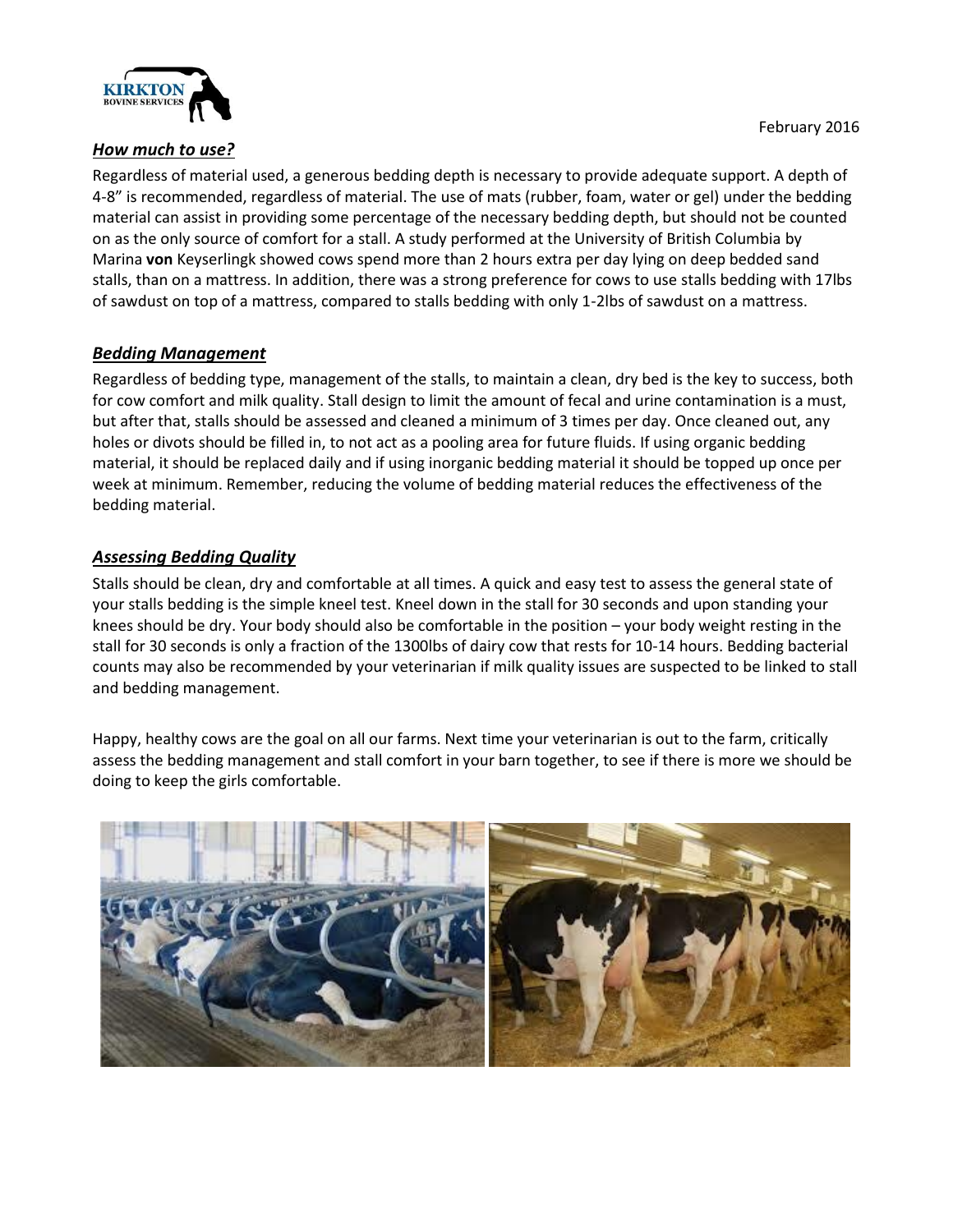### ***How much to use?***

Regardless of material used, a generous bedding depth is necessary to provide adequate support. A depth of 4-8" is recommended, regardless of material. The use of mats (rubber, foam, water or gel) under the bedding material can assist in providing some percentage of the necessary bedding depth, but should not be counted on as the only source of comfort for a stall. A study performed at the University of British Columbia by Marina **von** Keyserlingk showed cows spend more than 2 hours extra per day lying on deep bedded sand stalls, than on a mattress. In addition, there was a strong preference for cows to use stalls bedding with 17lbs of sawdust on top of a mattress, compared to stalls bedding with only 1-2lbs of sawdust on a mattress.

### ***Bedding Management***

Regardless of bedding type, management of the stalls, to maintain a clean, dry bed is the key to success, both for cow comfort and milk quality. Stall design to limit the amount of fecal and urine contamination is a must, but after that, stalls should be assessed and cleaned a minimum of 3 times per day. Once cleaned out, any holes or divots should be filled in, to not act as a pooling area for future fluids. If using organic bedding material, it should be replaced daily and if using inorganic bedding material it should be topped up once per week at minimum. Remember, reducing the volume of bedding material reduces the effectiveness of the bedding material.

### ***Assessing Bedding Quality***

Stalls should be clean, dry and comfortable at all times. A quick and easy test to assess the general state of your stalls bedding is the simple kneel test. Kneel down in the stall for 30 seconds and upon standing your knees should be dry. Your body should also be comfortable in the position – your body weight resting in the stall for 30 seconds is only a fraction of the 1300lbs of dairy cow that rests for 10-14 hours. Bedding bacterial counts may also be recommended by your veterinarian if milk quality issues are suspected to be linked to stall and bedding management.

Happy, healthy cows are the goal on all our farms. Next time your veterinarian is out to the farm, critically assess the bedding management and stall comfort in your barn together, to see if there is more we should be doing to keep the girls comfortable.